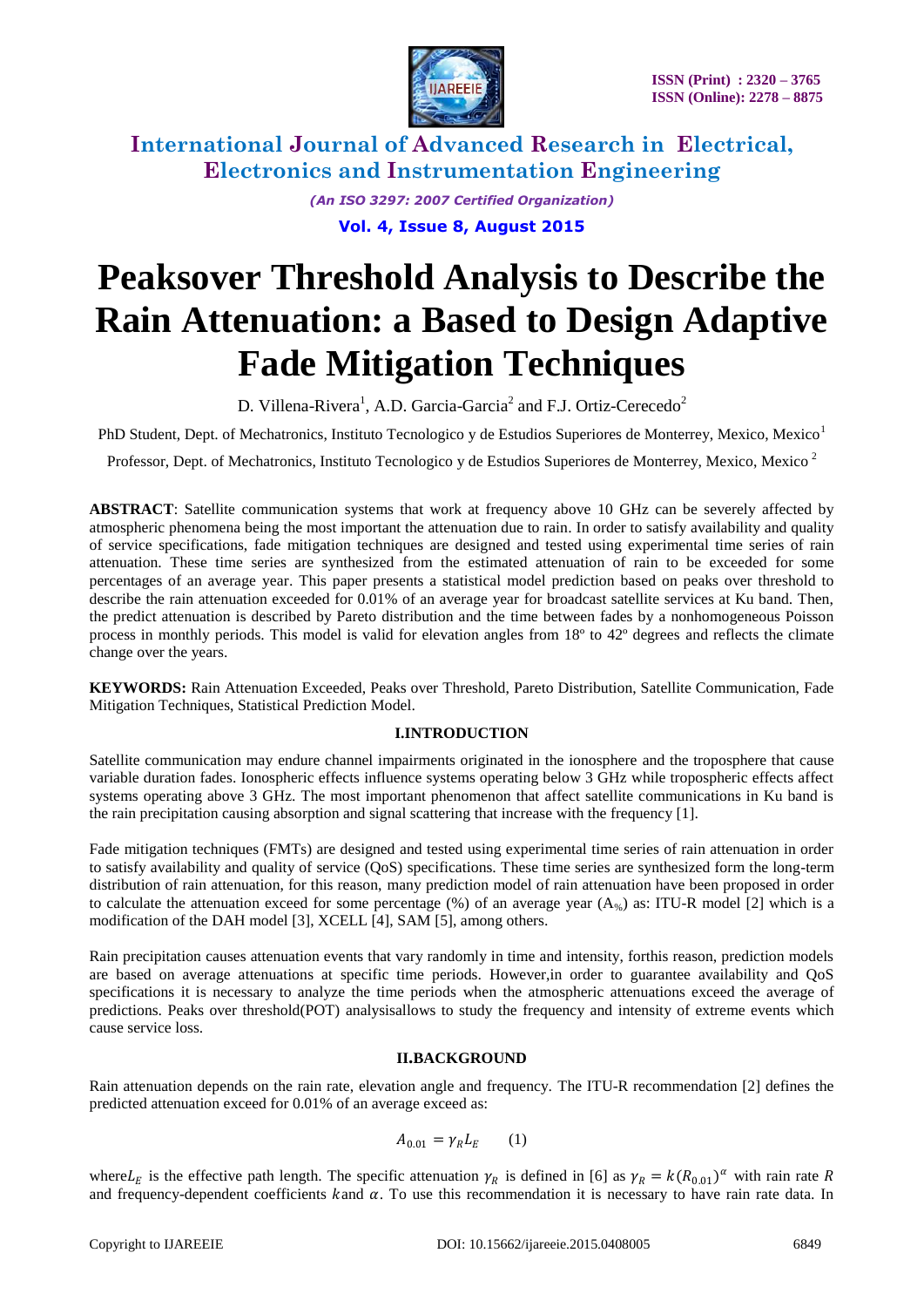# Peaksover Threshold Analysis to Describe the Rain Attenuation: a Based to Design Adaptive Fade Mitigation Techniques

D. Villena-Rivera[1], A.D. Garcia-Garcia[2] and F.J. Ortiz-Cerecedo[2]

PhD Student, Dept. of Mechatronics, Instituto Tecnologico y de Estudios Superiores de Monterrey, Mexico, Mexico[1]

Professor, Dept. of Mechatronics, Instituto Tecnologico y de Estudios Superiores de Monterrey, Mexico, Mexico [2]

**ABSTRACT**: Satellite communication systems that work at frequency above 10 GHz can be severely affected by atmospheric phenomena being the most important the attenuation due to rain. In order to satisfy availability and quality of service specifications, fade mitigation techniques are designed and tested using experimental time series of rain attenuation. These time series are synthesized from the estimated attenuation of rain to be exceeded for some percentages of an average year. This paper presents a statistical model prediction based on peaks over threshold to describe the rain attenuation exceeded for 0.01% of an average year for broadcast satellite services at Ku band. Then, the predict attenuation is described by Pareto distribution and the time between fades by a nonhomogeneous Poisson process in monthly periods. This model is valid for elevation angles from 18º to 42º degrees and reflects the climate change over the years.

**KEYWORDS:** Rain Attenuation Exceeded, Peaks over Threshold, Pareto Distribution, Satellite Communication, Fade Mitigation Techniques, Statistical Prediction Model.

## I.INTRODUCTION

Satellite communication may endure channel impairments originated in the ionosphere and the troposphere that cause variable duration fades. Ionospheric effects influence systems operating below 3 GHz while tropospheric effects affect systems operating above 3 GHz. The most important phenomenon that affect satellite communications in Ku band is the rain precipitation causing absorption and signal scattering that increase with the frequency [1].

Fade mitigation techniques (FMTs) are designed and tested using experimental time series of rain attenuation in order to satisfy availability and quality of service (QoS) specifications. These time series are synthesized form the long-term distribution of rain attenuation, for this reason, many prediction model of rain attenuation have been proposed in order to calculate the attenuation exceed for some percentage (%) of an average year ($A_{\%}$) as: ITU-R model [2] which is a modification of the DAH model [3], XCELL [4], SAM [5], among others.

Rain precipitation causes attenuation events that vary randomly in time and intensity, forthis reason, prediction models are based on average attenuations at specific time periods. However,in order to guarantee availability and QoS specifications it is necessary to analyze the time periods when the atmospheric attenuations exceed the average of predictions. Peaks over threshold(POT) analysisallows to study the frequency and intensity of extreme events which cause service loss.

## II.BACKGROUND

Rain attenuation depends on the rain rate, elevation angle and frequency. The ITU-R recommendation [2] defines the predicted attenuation exceed for 0.01% of an average exceed as:

$$A_{0.01} = \gamma_R L_E \qquad (1)$$

where$L_E$ is the effective path length. The specific attenuation $\gamma_R$ is defined in [6] as $\gamma_R = k(R_{0.01})^{\alpha}$ with rain rate $R$ and frequency-dependent coefficients $k$and $\alpha$. To use this recommendation it is necessary to have rain rate data. In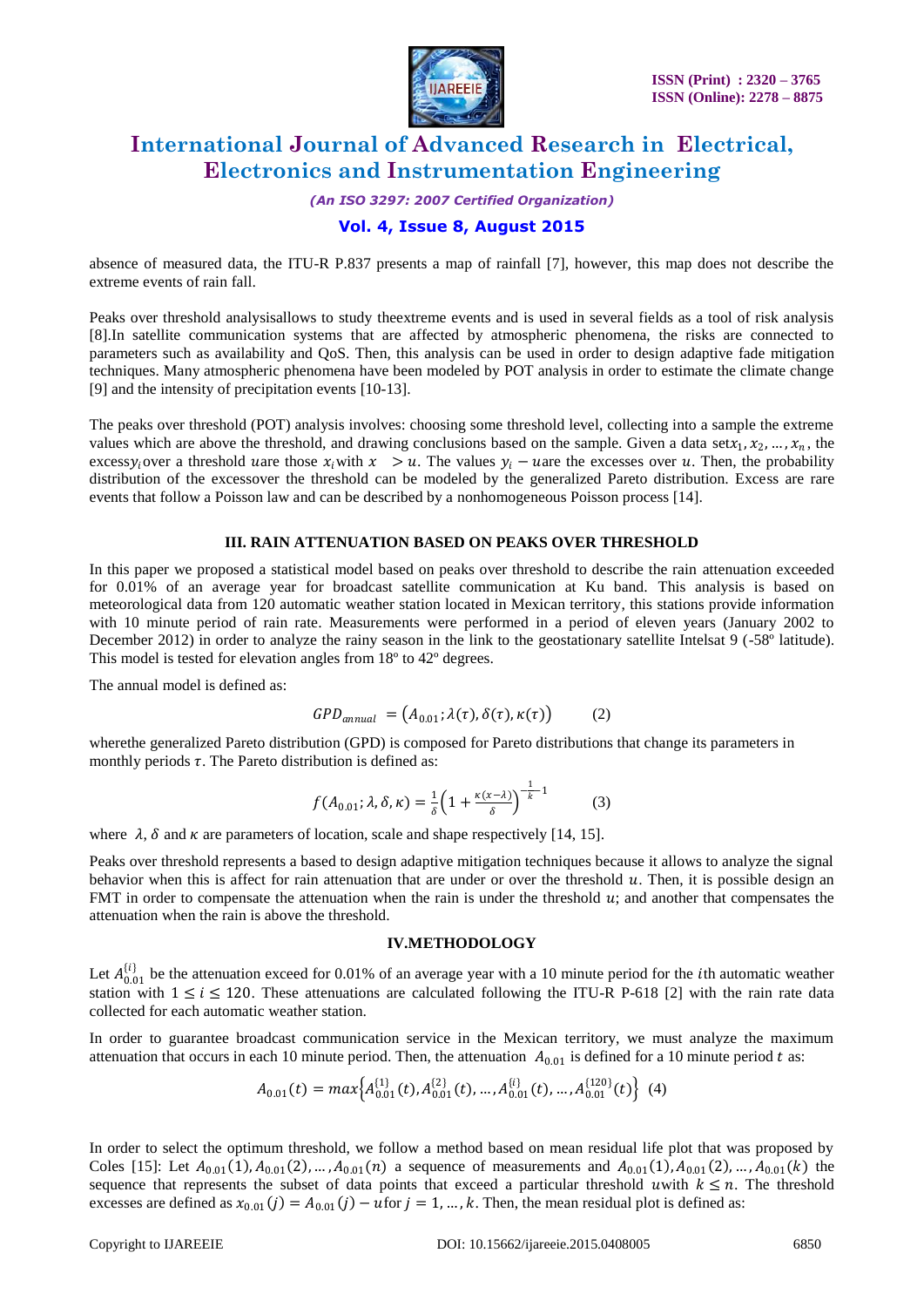absence of measured data, the ITU-R P.837 presents a map of rainfall [7], however, this map does not describe the extreme events of rain fall.

Peaks over threshold analysisallows to study theextreme events and is used in several fields as a tool of risk analysis [8].In satellite communication systems that are affected by atmospheric phenomena, the risks are connected to parameters such as availability and QoS. Then, this analysis can be used in order to design adaptive fade mitigation techniques. Many atmospheric phenomena have been modeled by POT analysis in order to estimate the climate change [9] and the intensity of precipitation events [10-13].

The peaks over threshold (POT) analysis involves: choosing some threshold level, collecting into a sample the extreme values which are above the threshold, and drawing conclusions based on the sample. Given a data set$x_1, x_2, \ldots, x_n$, the excess$y_i$over a threshold $u$are those $x_i$with $x > u$. The values $y_i - u$are the excesses over $u$. Then, the probability distribution of the excessover the threshold can be modeled by the generalized Pareto distribution. Excess are rare events that follow a Poisson law and can be described by a nonhomogeneous Poisson process [14].

## III. RAIN ATTENUATION BASED ON PEAKS OVER THRESHOLD

In this paper we proposed a statistical model based on peaks over threshold to describe the rain attenuation exceeded for 0.01% of an average year for broadcast satellite communication at Ku band. This analysis is based on meteorological data from 120 automatic weather station located in Mexican territory, this stations provide information with 10 minute period of rain rate. Measurements were performed in a period of eleven years (January 2002 to December 2012) in order to analyze the rainy season in the link to the geostationary satellite Intelsat 9 (-58º latitude). This model is tested for elevation angles from 18º to 42º degrees.

The annual model is defined as:

$$GPD_{annual} = \left(A_{0.01}; \lambda(\tau), \delta(\tau), \kappa(\tau)\right) \qquad (2)$$

wherethe generalized Pareto distribution (GPD) is composed for Pareto distributions that change its parameters in monthly periods $\tau$. The Pareto distribution is defined as:

$$f(A_{0.01}; \lambda, \delta, \kappa) = \frac{1}{\delta}\left(1 + \frac{\kappa(x-\lambda)}{\delta}\right)^{-\frac{1}{k}-1} \qquad (3)$$

where $\lambda$, $\delta$ and $\kappa$ are parameters of location, scale and shape respectively [14, 15].

Peaks over threshold represents a based to design adaptive mitigation techniques because it allows to analyze the signal behavior when this is affect for rain attenuation that are under or over the threshold $u$. Then, it is possible design an FMT in order to compensate the attenuation when the rain is under the threshold $u$; and another that compensates the attenuation when the rain is above the threshold.

## IV.METHODOLOGY

Let $A_{0.01}^{\{i\}}$ be the attenuation exceed for 0.01% of an average year with a 10 minute period for the $i$th automatic weather station with $1 \leq i \leq 120$. These attenuations are calculated following the ITU-R P-618 [2] with the rain rate data collected for each automatic weather station.

In order to guarantee broadcast communication service in the Mexican territory, we must analyze the maximum attenuation that occurs in each 10 minute period. Then, the attenuation $A_{0.01}$ is defined for a 10 minute period $t$ as:

$$A_{0.01}(t) = max\left\{A_{0.01}^{\{1\}}(t), A_{0.01}^{\{2\}}(t), \ldots, A_{0.01}^{\{i\}}(t), \ldots, A_{0.01}^{\{120\}}(t)\right\} \quad (4)$$

In order to select the optimum threshold, we follow a method based on mean residual life plot that was proposed by Coles [15]: Let $A_{0.01}(1), A_{0.01}(2), \ldots, A_{0.01}(n)$ a sequence of measurements and $A_{0.01}(1), A_{0.01}(2), \ldots, A_{0.01}(k)$ the sequence that represents the subset of data points that exceed a particular threshold $u$with $k \leq n$. The threshold excesses are defined as $x_{0.01}(j) = A_{0.01}(j) - u$for $j = 1, \ldots, k$. Then, the mean residual plot is defined as: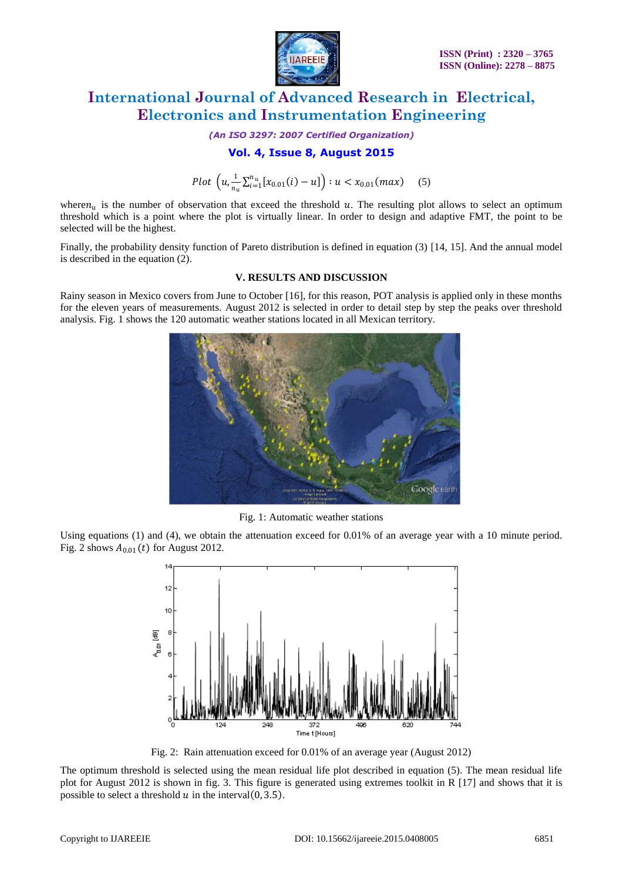$$Plot\ \left(u, \frac{1}{n_u}\sum_{i=1}^{n_u}[x_{0.01}(i) - u]\right) : u < x_{0.01}(max) \quad (5)$$

where $n_u$ is the number of observation that exceed the threshold $u$. The resulting plot allows to select an optimum threshold which is a point where the plot is virtually linear. In order to design and adaptive FMT, the point to be selected will be the highest.

Finally, the probability density function of Pareto distribution is defined in equation (3) [14, 15]. And the annual model is described in the equation (2).

### V. RESULTS AND DISCUSSION

Rainy season in Mexico covers from June to October [16], for this reason, POT analysis is applied only in these months for the eleven years of measurements. August 2012 is selected in order to detail step by step the peaks over threshold analysis. Fig. 1 shows the 120 automatic weather stations located in all Mexican territory.

Fig. 1: Automatic weather stations

Using equations (1) and (4), we obtain the attenuation exceed for 0.01% of an average year with a 10 minute period. Fig. 2 shows $A_{0.01}(t)$ for August 2012.

Fig. 2: Rain attenuation exceed for 0.01% of an average year (August 2012)

The optimum threshold is selected using the mean residual life plot described in equation (5). The mean residual life plot for August 2012 is shown in fig. 3. This figure is generated using extremes toolkit in R [17] and shows that it is possible to select a threshold $u$ in the interval $(0, 3.5)$.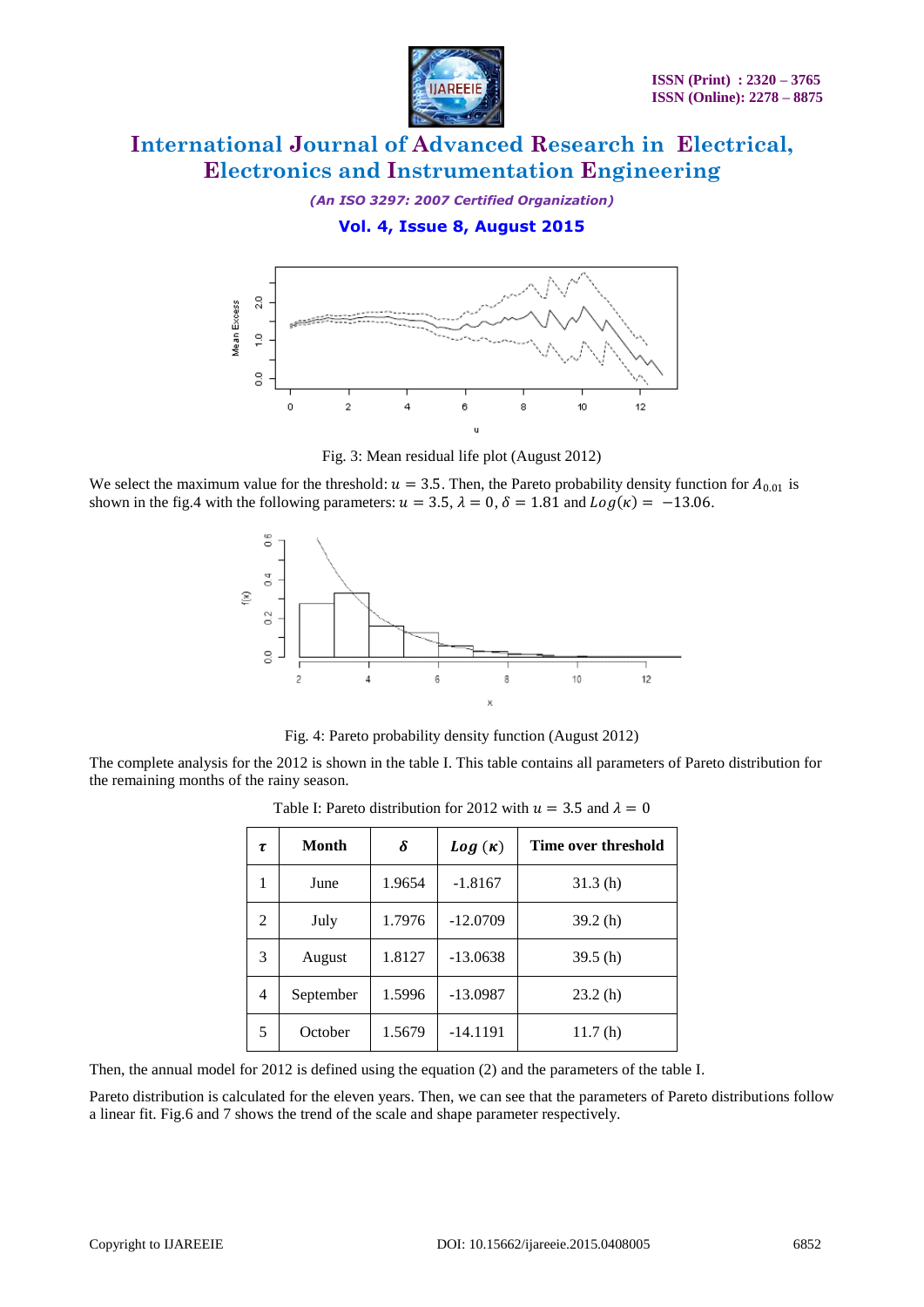Fig. 3: Mean residual life plot (August 2012)

We select the maximum value for the threshold: $u = 3.5$. Then, the Pareto probability density function for $A_{0.01}$ is shown in the fig.4 with the following parameters: $u = 3.5$, $\lambda = 0$, $\delta = 1.81$ and $Log(\kappa) = -13.06$.

Fig. 4: Pareto probability density function (August 2012)

The complete analysis for the 2012 is shown in the table I. This table contains all parameters of Pareto distribution for the remaining months of the rainy season.

Table I: Pareto distribution for 2012 with $u = 3.5$ and $\lambda = 0$

| $\tau$ | Month | $\delta$ | $Log\ (\kappa)$ | Time over threshold |
|---|---|---|---|---|
| 1 | June | 1.9654 | -1.8167 | 31.3 (h) |
| 2 | July | 1.7976 | -12.0709 | 39.2 (h) |
| 3 | August | 1.8127 | -13.0638 | 39.5 (h) |
| 4 | September | 1.5996 | -13.0987 | 23.2 (h) |
| 5 | October | 1.5679 | -14.1191 | 11.7 (h) |

Then, the annual model for 2012 is defined using the equation (2) and the parameters of the table I.

Pareto distribution is calculated for the eleven years. Then, we can see that the parameters of Pareto distributions follow a linear fit. Fig.6 and 7 shows the trend of the scale and shape parameter respectively.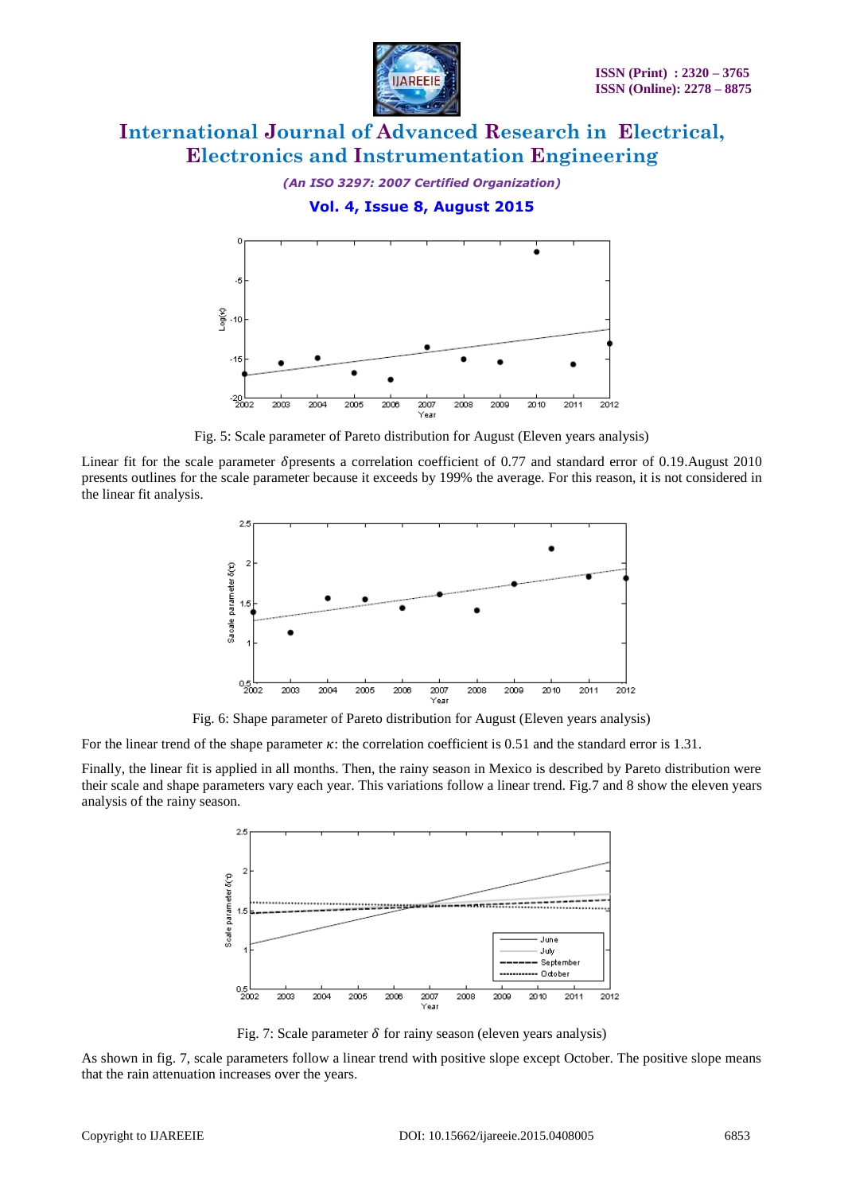Fig. 5: Scale parameter of Pareto distribution for August (Eleven years analysis)

Linear fit for the scale parameter $\delta$presents a correlation coefficient of 0.77 and standard error of 0.19.August 2010 presents outlines for the scale parameter because it exceeds by 199% the average. For this reason, it is not considered in the linear fit analysis.

Fig. 6: Shape parameter of Pareto distribution for August (Eleven years analysis)

For the linear trend of the shape parameter $\kappa$: the correlation coefficient is 0.51 and the standard error is 1.31.

Finally, the linear fit is applied in all months. Then, the rainy season in Mexico is described by Pareto distribution were their scale and shape parameters vary each year. This variations follow a linear trend. Fig.7 and 8 show the eleven years analysis of the rainy season.

Fig. 7: Scale parameter $\delta$ for rainy season (eleven years analysis)

As shown in fig. 7, scale parameters follow a linear trend with positive slope except October. The positive slope means that the rain attenuation increases over the years.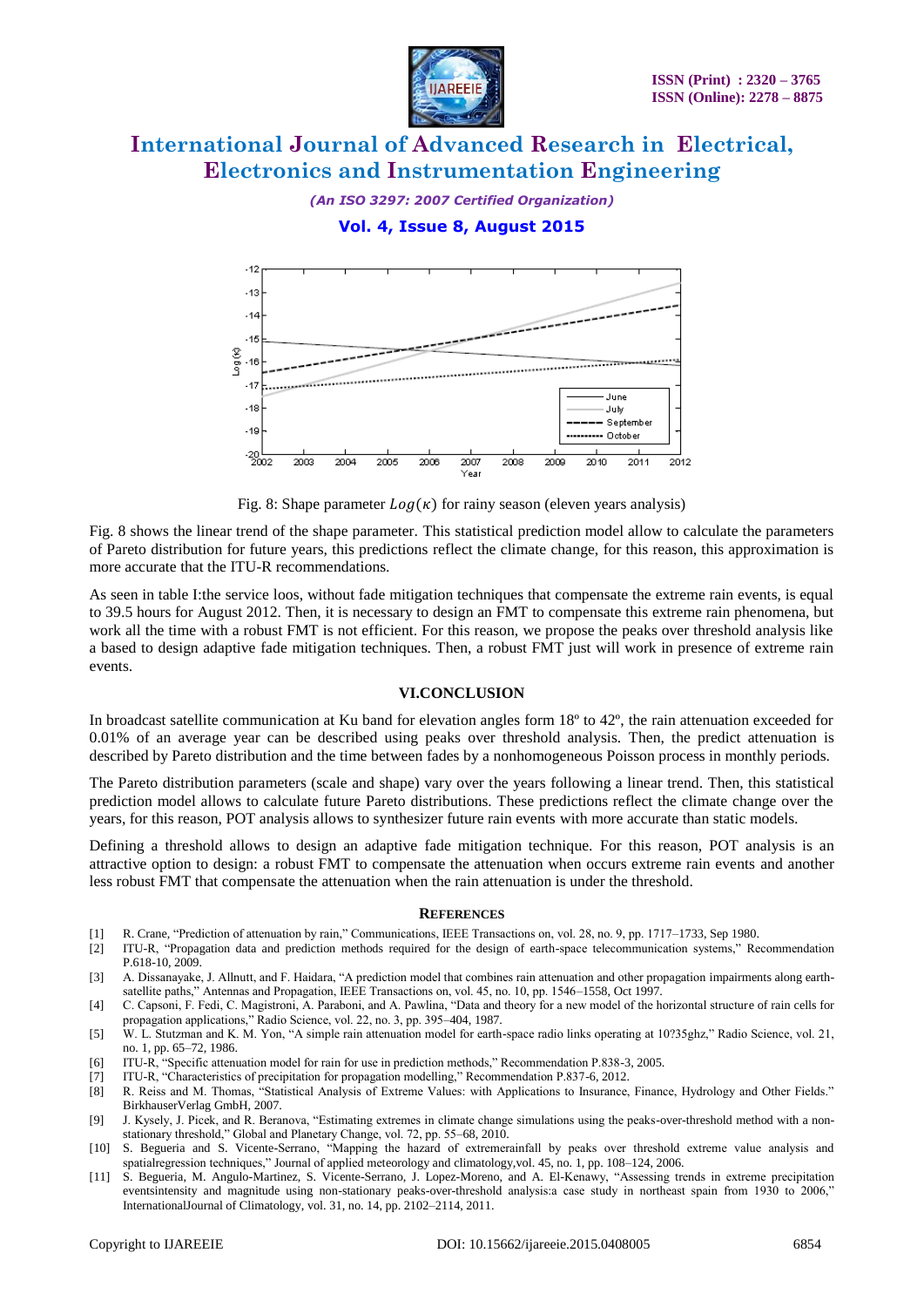Fig. 8: Shape parameter $Log(\kappa)$ for rainy season (eleven years analysis)

Fig. 8 shows the linear trend of the shape parameter. This statistical prediction model allow to calculate the parameters of Pareto distribution for future years, this predictions reflect the climate change, for this reason, this approximation is more accurate that the ITU-R recommendations.

As seen in table I:the service loos, without fade mitigation techniques that compensate the extreme rain events, is equal to 39.5 hours for August 2012. Then, it is necessary to design an FMT to compensate this extreme rain phenomena, but work all the time with a robust FMT is not efficient. For this reason, we propose the peaks over threshold analysis like a based to design adaptive fade mitigation techniques. Then, a robust FMT just will work in presence of extreme rain events.

## VI.CONCLUSION

In broadcast satellite communication at Ku band for elevation angles form 18º to 42º, the rain attenuation exceeded for 0.01% of an average year can be described using peaks over threshold analysis. Then, the predict attenuation is described by Pareto distribution and the time between fades by a nonhomogeneous Poisson process in monthly periods.

The Pareto distribution parameters (scale and shape) vary over the years following a linear trend. Then, this statistical prediction model allows to calculate future Pareto distributions. These predictions reflect the climate change over the years, for this reason, POT analysis allows to synthesizer future rain events with more accurate than static models.

Defining a threshold allows to design an adaptive fade mitigation technique. For this reason, POT analysis is an attractive option to design: a robust FMT to compensate the attenuation when occurs extreme rain events and another less robust FMT that compensate the attenuation when the rain attenuation is under the threshold.

## REFERENCES

[1] R. Crane, "Prediction of attenuation by rain," Communications, IEEE Transactions on, vol. 28, no. 9, pp. 1717–1733, Sep 1980.

[2] ITU-R, "Propagation data and prediction methods required for the design of earth-space telecommunication systems," Recommendation P.618-10, 2009.

[3] A. Dissanayake, J. Allnutt, and F. Haidara, "A prediction model that combines rain attenuation and other propagation impairments along earth-satellite paths," Antennas and Propagation, IEEE Transactions on, vol. 45, no. 10, pp. 1546–1558, Oct 1997.

[4] C. Capsoni, F. Fedi, C. Magistroni, A. Paraboni, and A. Pawlina, "Data and theory for a new model of the horizontal structure of rain cells for propagation applications," Radio Science, vol. 22, no. 3, pp. 395–404, 1987.

[5] W. L. Stutzman and K. M. Yon, "A simple rain attenuation model for earth-space radio links operating at 10?35ghz," Radio Science, vol. 21, no. 1, pp. 65–72, 1986.

[6] ITU-R, "Specific attenuation model for rain for use in prediction methods," Recommendation P.838-3, 2005.

[7] ITU-R, "Characteristics of precipitation for propagation modelling," Recommendation P.837-6, 2012.

[8] R. Reiss and M. Thomas, "Statistical Analysis of Extreme Values: with Applications to Insurance, Finance, Hydrology and Other Fields." BirkhauserVerlag GmbH, 2007.

[9] J. Kysely, J. Picek, and R. Beranova, "Estimating extremes in climate change simulations using the peaks-over-threshold method with a non-stationary threshold," Global and Planetary Change, vol. 72, pp. 55–68, 2010.

[10] S. Begueria and S. Vicente-Serrano, "Mapping the hazard of extremerainfall by peaks over threshold extreme value analysis and spatialregression techniques," Journal of applied meteorology and climatology,vol. 45, no. 1, pp. 108–124, 2006.

[11] S. Begueria, M. Angulo-Martinez, S. Vicente-Serrano, J. Lopez-Moreno, and A. El-Kenawy, "Assessing trends in extreme precipitation eventsintensity and magnitude using non-stationary peaks-over-threshold analysis:a case study in northeast spain from 1930 to 2006," InternationalJournal of Climatology, vol. 31, no. 14, pp. 2102–2114, 2011.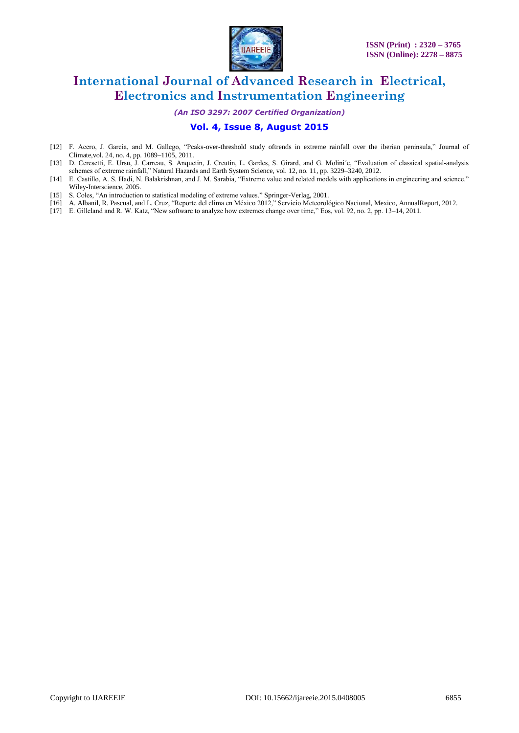[12] F. Acero, J. Garcia, and M. Gallego, "Peaks-over-threshold study oftrends in extreme rainfall over the iberian peninsula," Journal of Climate,vol. 24, no. 4, pp. 1089–1105, 2011.

[13] D. Ceresetti, E. Ursu, J. Carreau, S. Anquetin, J. Creutin, L. Gardes, S. Girard, and G. Molini´e, "Evaluation of classical spatial-analysis schemes of extreme rainfall," Natural Hazards and Earth System Science, vol. 12, no. 11, pp. 3229–3240, 2012.

[14] E. Castillo, A. S. Hadi, N. Balakrishnan, and J. M. Sarabia, "Extreme value and related models with applications in engineering and science." Wiley-Interscience, 2005.

[15] S. Coles, "An introduction to statistical modeling of extreme values." Springer-Verlag, 2001.

[16] A. Albanil, R. Pascual, and L. Cruz, "Reporte del clima en México 2012," Servicio Meteorológico Nacional, Mexico, AnnualReport, 2012.

[17] E. Gilleland and R. W. Katz, "New software to analyze how extremes change over time," Eos, vol. 92, no. 2, pp. 13–14, 2011.